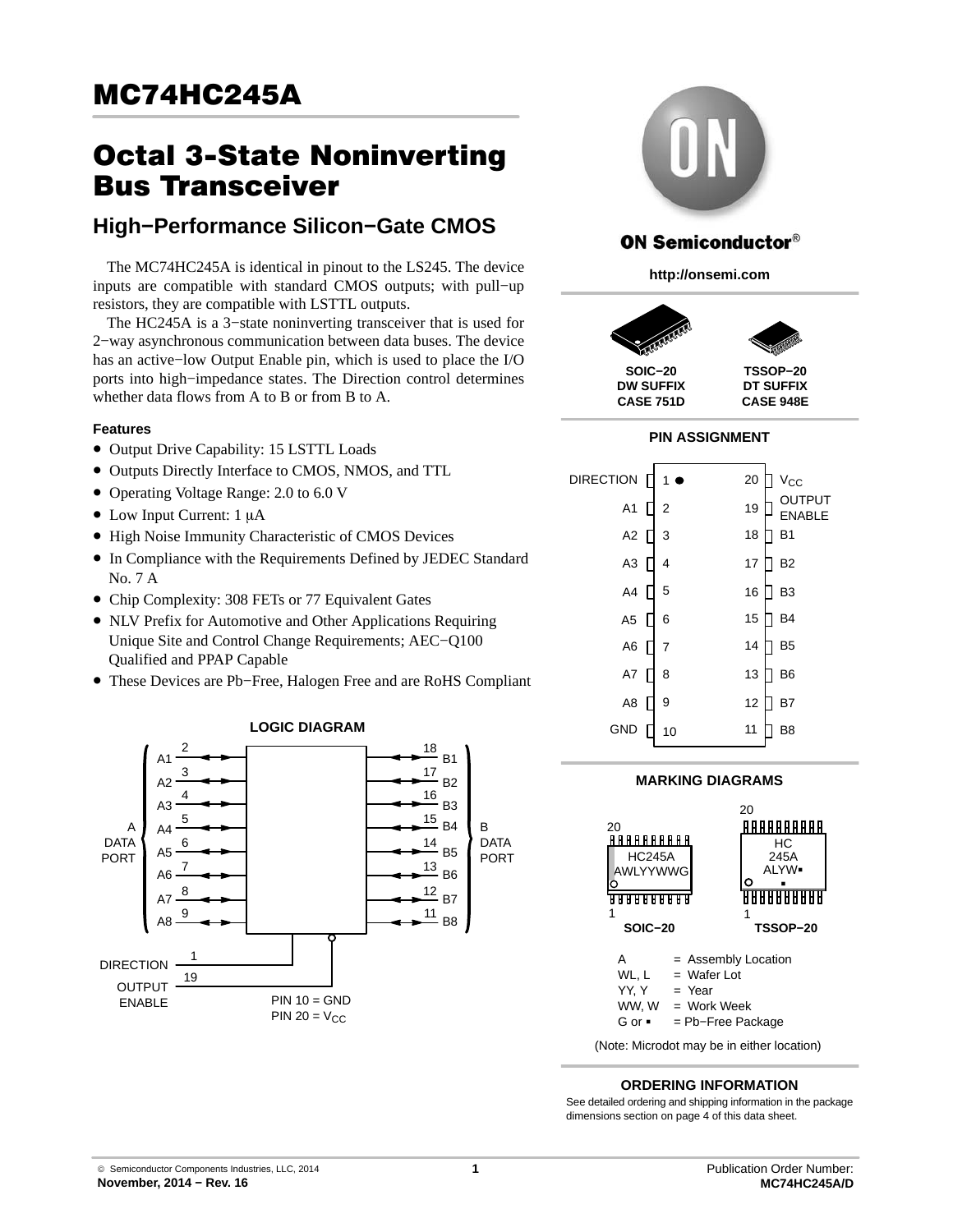# MC74HC245A

# Octal 3-State Noninverting Bus Transceiver

## High−Performance Silicon−Gate CMOS

The MC74HC245A is identical in pinout to the LS245. The device inputs are compatible with standard CMOS outputs; with pull−up resistors, they are compatible with LSTTL outputs.

The HC245A is a 3−state noninverting transceiver that is used for 2−way asynchronous communication between data buses. The device has an active−low Output Enable pin, which is used to place the I/O ports into high−impedance states. The Direction control determines whether data flows from A to B or from B to A.

### Features

- Output Drive Capability: 15 LSTTL Loads
- Outputs Directly Interface to CMOS, NMOS, and TTL
- Operating Voltage Range: 2.0 to 6.0 V
- Low Input Current: 1 μA
- High Noise Immunity Characteristic of CMOS Devices
- In Compliance with the Requirements Defined by JEDEC Standard No. 7 A
- Chip Complexity: 308 FETs or 77 Equivalent Gates
- NLV Prefix for Automotive and Other Applications Requiring Unique Site and Control Change Requirements; AEC−Q100 Qualified and PPAP Capable
- These Devices are Pb−Free, Halogen Free and are RoHS Compliant

### LOGIC DIAGRAM

A DATA PORT: A1 (2), A2 (3), A3 (4), A4 (5), A5 (6), A6 (7), A7 (8), A8 (9)

B DATA PORT: B1 (18), B2 (17), B3 (16), B4 (15), B5 (14), B6 (13), B7 (12), B8 (11)

DIRECTION (1)
OUTPUT ENABLE (19)

PIN 10 = GND
PIN 20 = $V_{CC}$

ON Semiconductor®

http://onsemi.com

SOIC−20 DW SUFFIX CASE 751D

TSSOP−20 DT SUFFIX CASE 948E

### PIN ASSIGNMENT

| Pin | Name | Pin | Name |
|---|---|---|---|
| 1 | DIRECTION | 20 | $V_{CC}$ |
| 2 | A1 | 19 | OUTPUT ENABLE |
| 3 | A2 | 18 | B1 |
| 4 | A3 | 17 | B2 |
| 5 | A4 | 16 | B3 |
| 6 | A5 | 15 | B4 |
| 7 | A6 | 14 | B5 |
| 8 | A7 | 13 | B6 |
| 9 | A8 | 12 | B7 |
| 10 | GND | 11 | B8 |

### MARKING DIAGRAMS

SOIC−20: HC245A AWLYYWWG

TSSOP−20: HC 245A ALYW▪ ▪

A = Assembly Location
WL, L = Wafer Lot
YY, Y = Year
WW, W = Work Week
G or ▪ = Pb−Free Package

(Note: Microdot may be in either location)

### ORDERING INFORMATION

See detailed ordering and shipping information in the package dimensions section on page 4 of this data sheet.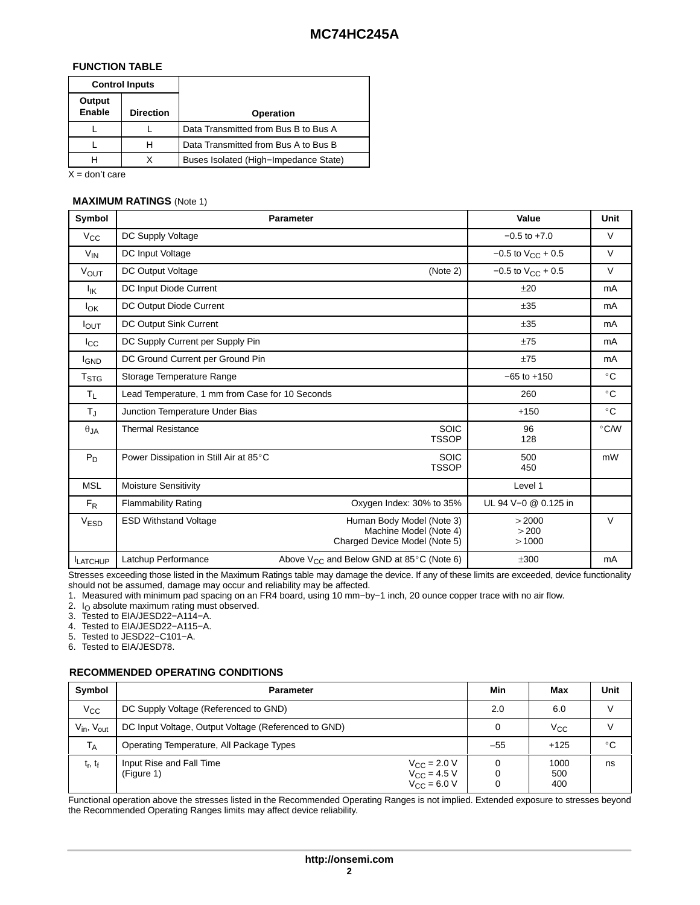## FUNCTION TABLE

| Control Inputs | | |
|---|---|---|
| Output Enable | Direction | Operation |
| L | L | Data Transmitted from Bus B to Bus A |
| L | H | Data Transmitted from Bus A to Bus B |
| H | X | Buses Isolated (High−Impedance State) |

X = don't care

## MAXIMUM RATINGS (Note 1)

| Symbol | Parameter | | Value | Unit |
|---|---|---|---|---|
| $V_{CC}$ | DC Supply Voltage | | −0.5 to +7.0 | V |
| $V_{IN}$ | DC Input Voltage | | −0.5 to $V_{CC}$ + 0.5 | V |
| $V_{OUT}$ | DC Output Voltage | (Note 2) | −0.5 to $V_{CC}$ + 0.5 | V |
| $I_{IK}$ | DC Input Diode Current | | ±20 | mA |
| $I_{OK}$ | DC Output Diode Current | | ±35 | mA |
| $I_{OUT}$ | DC Output Sink Current | | ±35 | mA |
| $I_{CC}$ | DC Supply Current per Supply Pin | | ±75 | mA |
| $I_{GND}$ | DC Ground Current per Ground Pin | | ±75 | mA |
| $T_{STG}$ | Storage Temperature Range | | −65 to +150 | °C |
| $T_L$ | Lead Temperature, 1 mm from Case for 10 Seconds | | 260 | °C |
| $T_J$ | Junction Temperature Under Bias | | +150 | °C |
| $\theta_{JA}$ | Thermal Resistance | SOIC<br>TSSOP | 96<br>128 | °C/W |
| $P_D$ | Power Dissipation in Still Air at 85°C | SOIC<br>TSSOP | 500<br>450 | mW |
| MSL | Moisture Sensitivity | | Level 1 | |
| $F_R$ | Flammability Rating | Oxygen Index: 30% to 35% | UL 94 V−0 @ 0.125 in | |
| $V_{ESD}$ | ESD Withstand Voltage | Human Body Model (Note 3)<br>Machine Model (Note 4)<br>Charged Device Model (Note 5) | > 2000<br>> 200<br>> 1000 | V |
| $I_{LATCHUP}$ | Latchup Performance | Above $V_{CC}$ and Below GND at 85°C (Note 6) | ±300 | mA |

Stresses exceeding those listed in the Maximum Ratings table may damage the device. If any of these limits are exceeded, device functionality should not be assumed, damage may occur and reliability may be affected.

1. Measured with minimum pad spacing on an FR4 board, using 10 mm−by−1 inch, 20 ounce copper trace with no air flow.
2. $I_O$ absolute maximum rating must observed.
3. Tested to EIA/JESD22−A114−A.
4. Tested to EIA/JESD22−A115−A.
5. Tested to JESD22−C101−A.
6. Tested to EIA/JESD78.

## RECOMMENDED OPERATING CONDITIONS

| Symbol | Parameter | | Min | Max | Unit |
|---|---|---|---|---|---|
| $V_{CC}$ | DC Supply Voltage (Referenced to GND) | | 2.0 | 6.0 | V |
| $V_{in}$, $V_{out}$ | DC Input Voltage, Output Voltage (Referenced to GND) | | 0 | $V_{CC}$ | V |
| $T_A$ | Operating Temperature, All Package Types | | –55 | +125 | °C |
| $t_r$, $t_f$ | Input Rise and Fall Time<br>(Figure 1) | $V_{CC}$ = 2.0 V<br>$V_{CC}$ = 4.5 V<br>$V_{CC}$ = 6.0 V | 0<br>0<br>0 | 1000<br>500<br>400 | ns |

Functional operation above the stresses listed in the Recommended Operating Ranges is not implied. Extended exposure to stresses beyond the Recommended Operating Ranges limits may affect device reliability.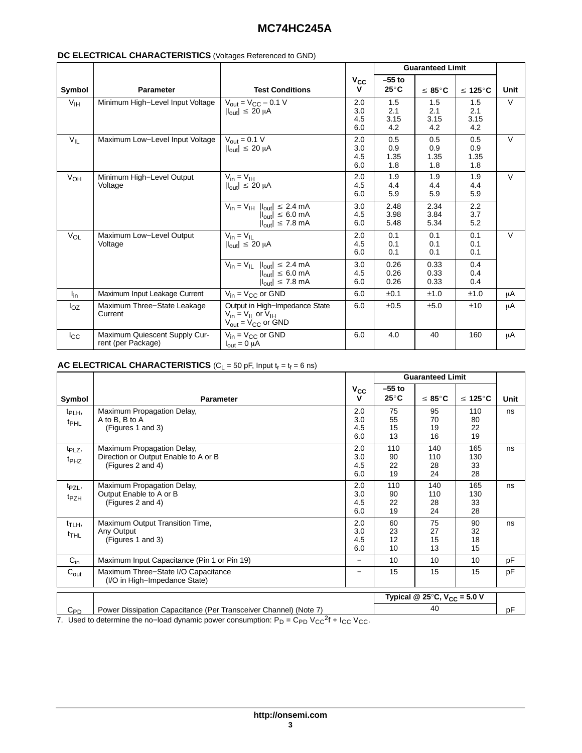**DC ELECTRICAL CHARACTERISTICS** (Voltages Referenced to GND)

| Symbol | Parameter | Test Conditions | $V_{CC}$ V | Guaranteed Limit –55 to 25°C | Guaranteed Limit ≤ 85°C | Guaranteed Limit ≤ 125°C | Unit |
|---|---|---|---|---|---|---|---|
| $V_{IH}$ | Minimum High−Level Input Voltage | $V_{out} = V_{CC} – 0.1$ V<br>$\|I_{out}\| \leq 20$ μA | 2.0<br>3.0<br>4.5<br>6.0 | 1.5<br>2.1<br>3.15<br>4.2 | 1.5<br>2.1<br>3.15<br>4.2 | 1.5<br>2.1<br>3.15<br>4.2 | V |
| $V_{IL}$ | Maximum Low−Level Input Voltage | $V_{out} = 0.1$ V<br>$\|I_{out}\| \leq 20$ μA | 2.0<br>3.0<br>4.5<br>6.0 | 0.5<br>0.9<br>1.35<br>1.8 | 0.5<br>0.9<br>1.35<br>1.8 | 0.5<br>0.9<br>1.35<br>1.8 | V |
| $V_{OH}$ | Minimum High−Level Output Voltage | $V_{in} = V_{IH}$<br>$\|I_{out}\| \leq 20$ μA | 2.0<br>4.5<br>6.0 | 1.9<br>4.4<br>5.9 | 1.9<br>4.4<br>5.9 | 1.9<br>4.4<br>5.9 | V |
| | | $V_{in} = V_{IH}$ $\|I_{out}\| \leq 2.4$ mA<br>$\|I_{out}\| \leq 6.0$ mA<br>$\|I_{out}\| \leq 7.8$ mA | 3.0<br>4.5<br>6.0 | 2.48<br>3.98<br>5.48 | 2.34<br>3.84<br>5.34 | 2.2<br>3.7<br>5.2 | |
| $V_{OL}$ | Maximum Low−Level Output Voltage | $V_{in} = V_{IL}$<br>$\|I_{out}\| \leq 20$ μA | 2.0<br>4.5<br>6.0 | 0.1<br>0.1<br>0.1 | 0.1<br>0.1<br>0.1 | 0.1<br>0.1<br>0.1 | V |
| | | $V_{in} = V_{IL}$ $\|I_{out}\| \leq 2.4$ mA<br>$\|I_{out}\| \leq 6.0$ mA<br>$\|I_{out}\| \leq 7.8$ mA | 3.0<br>4.5<br>6.0 | 0.26<br>0.26<br>0.26 | 0.33<br>0.33<br>0.33 | 0.4<br>0.4<br>0.4 | |
| $I_{in}$ | Maximum Input Leakage Current | $V_{in} = V_{CC}$ or GND | 6.0 | ±0.1 | ±1.0 | ±1.0 | μA |
| $I_{OZ}$ | Maximum Three−State Leakage Current | Output in High−Impedance State<br>$V_{in} = V_{IL}$ or $V_{IH}$<br>$V_{out} = V_{CC}$ or GND | 6.0 | ±0.5 | ±5.0 | ±10 | μA |
| $I_{CC}$ | Maximum Quiescent Supply Current (per Package) | $V_{in} = V_{CC}$ or GND<br>$I_{out} = 0$ μA | 6.0 | 4.0 | 40 | 160 | μA |

**AC ELECTRICAL CHARACTERISTICS** ($C_L = 50$ pF, Input $t_r = t_f = 6$ ns)

| Symbol | Parameter | $V_{CC}$ V | Guaranteed Limit –55 to 25°C | Guaranteed Limit ≤ 85°C | Guaranteed Limit ≤ 125°C | Unit |
|---|---|---|---|---|---|---|
| $t_{PLH}$,<br>$t_{PHL}$ | Maximum Propagation Delay, A to B, B to A (Figures 1 and 3) | 2.0<br>3.0<br>4.5<br>6.0 | 75<br>55<br>15<br>13 | 95<br>70<br>19<br>16 | 110<br>80<br>22<br>19 | ns |
| $t_{PLZ}$,<br>$t_{PHZ}$ | Maximum Propagation Delay, Direction or Output Enable to A or B (Figures 2 and 4) | 2.0<br>3.0<br>4.5<br>6.0 | 110<br>90<br>22<br>19 | 140<br>110<br>28<br>24 | 165<br>130<br>33<br>28 | ns |
| $t_{PZL}$,<br>$t_{PZH}$ | Maximum Propagation Delay, Output Enable to A or B (Figures 2 and 4) | 2.0<br>3.0<br>4.5<br>6.0 | 110<br>90<br>22<br>19 | 140<br>110<br>28<br>24 | 165<br>130<br>33<br>28 | ns |
| $t_{TLH}$,<br>$t_{THL}$ | Maximum Output Transition Time, Any Output (Figures 1 and 3) | 2.0<br>3.0<br>4.5<br>6.0 | 60<br>23<br>12<br>10 | 75<br>27<br>15<br>13 | 90<br>32<br>18<br>15 | ns |
| $C_{in}$ | Maximum Input Capacitance (Pin 1 or Pin 19) | − | 10 | 10 | 10 | pF |
| $C_{out}$ | Maximum Three−State I/O Capacitance (I/O in High−Impedance State) | − | 15 | 15 | 15 | pF |

| | | Typical @ 25°C, $V_{CC} = 5.0$ V | |
|---|---|---|---|
| $C_{PD}$ | Power Dissipation Capacitance (Per Transceiver Channel) (Note 7) | 40 | pF |

7. Used to determine the no−load dynamic power consumption: $P_D = C_{PD} V_{CC}^2 f + I_{CC} V_{CC}$.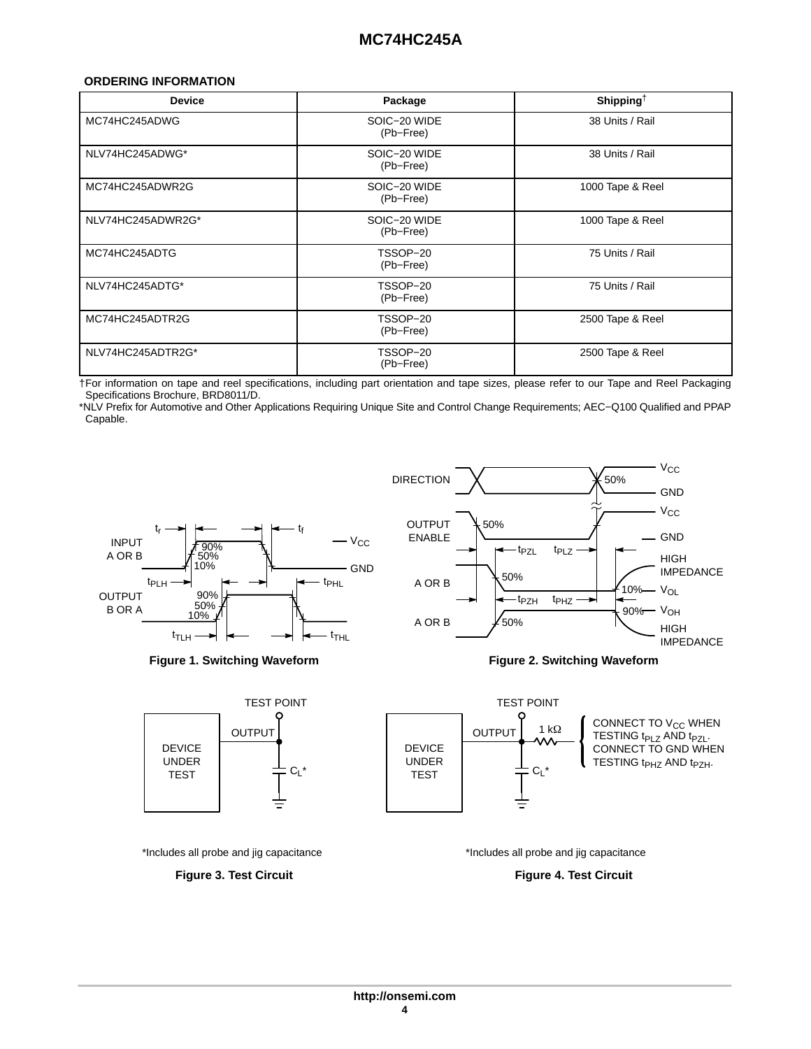**ORDERING INFORMATION**

| Device | Package | Shipping† |
|---|---|---|
| MC74HC245ADWG | SOIC−20 WIDE (Pb−Free) | 38 Units / Rail |
| NLV74HC245ADWG* | SOIC−20 WIDE (Pb−Free) | 38 Units / Rail |
| MC74HC245ADWR2G | SOIC−20 WIDE (Pb−Free) | 1000 Tape & Reel |
| NLV74HC245ADWR2G* | SOIC−20 WIDE (Pb−Free) | 1000 Tape & Reel |
| MC74HC245ADTG | TSSOP−20 (Pb−Free) | 75 Units / Rail |
| NLV74HC245ADTG* | TSSOP−20 (Pb−Free) | 75 Units / Rail |
| MC74HC245ADTR2G | TSSOP−20 (Pb−Free) | 2500 Tape & Reel |
| NLV74HC245ADTR2G* | TSSOP−20 (Pb−Free) | 2500 Tape & Reel |

†For information on tape and reel specifications, including part orientation and tape sizes, please refer to our Tape and Reel Packaging Specifications Brochure, BRD8011/D.

*NLV Prefix for Automotive and Other Applications Requiring Unique Site and Control Change Requirements; AEC−Q100 Qualified and PPAP Capable.

**Figure 1. Switching Waveform**

**Figure 2. Switching Waveform**

*Includes all probe and jig capacitance

**Figure 3. Test Circuit**

*Includes all probe and jig capacitance

**Figure 4. Test Circuit**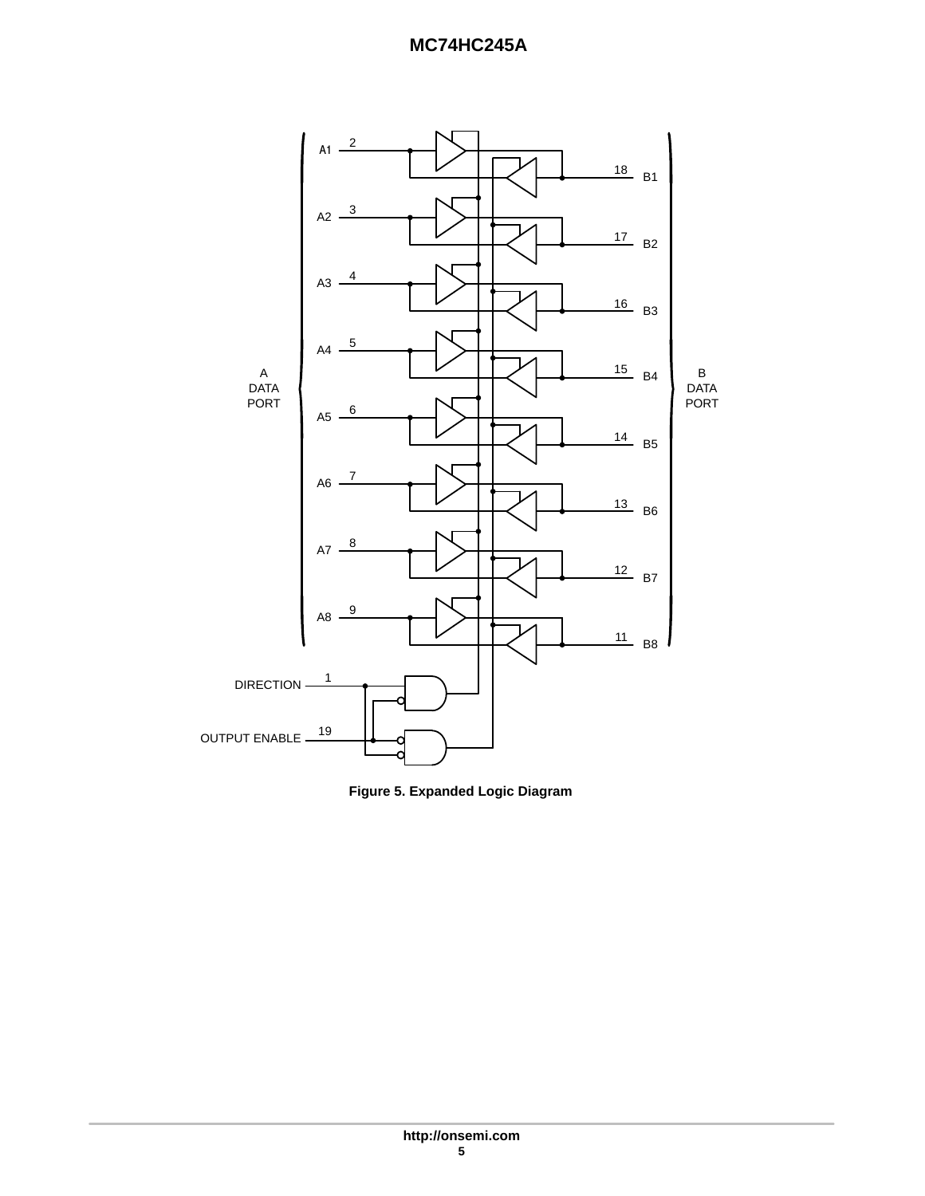A DATA PORT

| Pin | A Port | B Port | Pin |
|---|---|---|---|
| 2 | A1 | B1 | 18 |
| 3 | A2 | B2 | 17 |
| 4 | A3 | B3 | 16 |
| 5 | A4 | B4 | 15 |
| 6 | A5 | B5 | 14 |
| 7 | A6 | B6 | 13 |
| 8 | A7 | B7 | 12 |
| 9 | A8 | B8 | 11 |

B DATA PORT

DIRECTION 1

OUTPUT ENABLE 19

**Figure 5. Expanded Logic Diagram**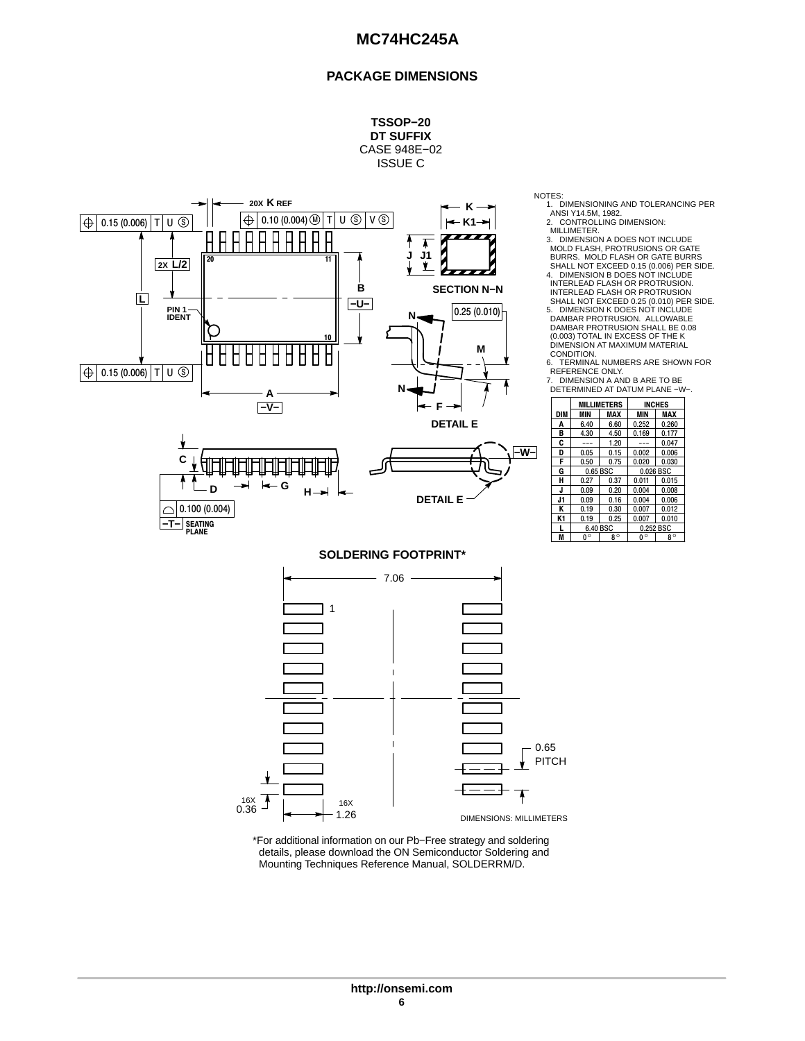## PACKAGE DIMENSIONS

**TSSOP−20**
**DT SUFFIX**
CASE 948E−02
ISSUE C

NOTES:
1. DIMENSIONING AND TOLERANCING PER ANSI Y14.5M, 1982.
2. CONTROLLING DIMENSION: MILLIMETER.
3. DIMENSION A DOES NOT INCLUDE MOLD FLASH, PROTRUSIONS OR GATE BURRS. MOLD FLASH OR GATE BURRS SHALL NOT EXCEED 0.15 (0.006) PER SIDE.
4. DIMENSION B DOES NOT INCLUDE INTERLEAD FLASH OR PROTRUSION. INTERLEAD FLASH OR PROTRUSION SHALL NOT EXCEED 0.25 (0.010) PER SIDE.
5. DIMENSION K DOES NOT INCLUDE DAMBAR PROTRUSION. ALLOWABLE DAMBAR PROTRUSION SHALL BE 0.08 (0.003) TOTAL IN EXCESS OF THE K DIMENSION AT MAXIMUM MATERIAL CONDITION.
6. TERMINAL NUMBERS ARE SHOWN FOR REFERENCE ONLY.
7. DIMENSION A AND B ARE TO BE DETERMINED AT DATUM PLANE −W−.

| | MILLIMETERS | | INCHES | |
|---|---|---|---|---|
| DIM | MIN | MAX | MIN | MAX |
| A | 6.40 | 6.60 | 0.252 | 0.260 |
| B | 4.30 | 4.50 | 0.169 | 0.177 |
| C | --- | 1.20 | --- | 0.047 |
| D | 0.05 | 0.15 | 0.002 | 0.006 |
| F | 0.50 | 0.75 | 0.020 | 0.030 |
| G | 0.65 BSC | | 0.026 BSC | |
| H | 0.27 | 0.37 | 0.011 | 0.015 |
| J | 0.09 | 0.20 | 0.004 | 0.008 |
| J1 | 0.09 | 0.16 | 0.004 | 0.006 |
| K | 0.19 | 0.30 | 0.007 | 0.012 |
| K1 | 0.19 | 0.25 | 0.007 | 0.010 |
| L | 6.40 BSC | | 0.252 BSC | |
| M | 0° | 8° | 0° | 8° |

SECTION N−N

DETAIL E

### SOLDERING FOOTPRINT*

7.06

0.65 PITCH

16X 0.36

16X 1.26

DIMENSIONS: MILLIMETERS

*For additional information on our Pb−Free strategy and soldering details, please download the ON Semiconductor Soldering and Mounting Techniques Reference Manual, SOLDERRM/D.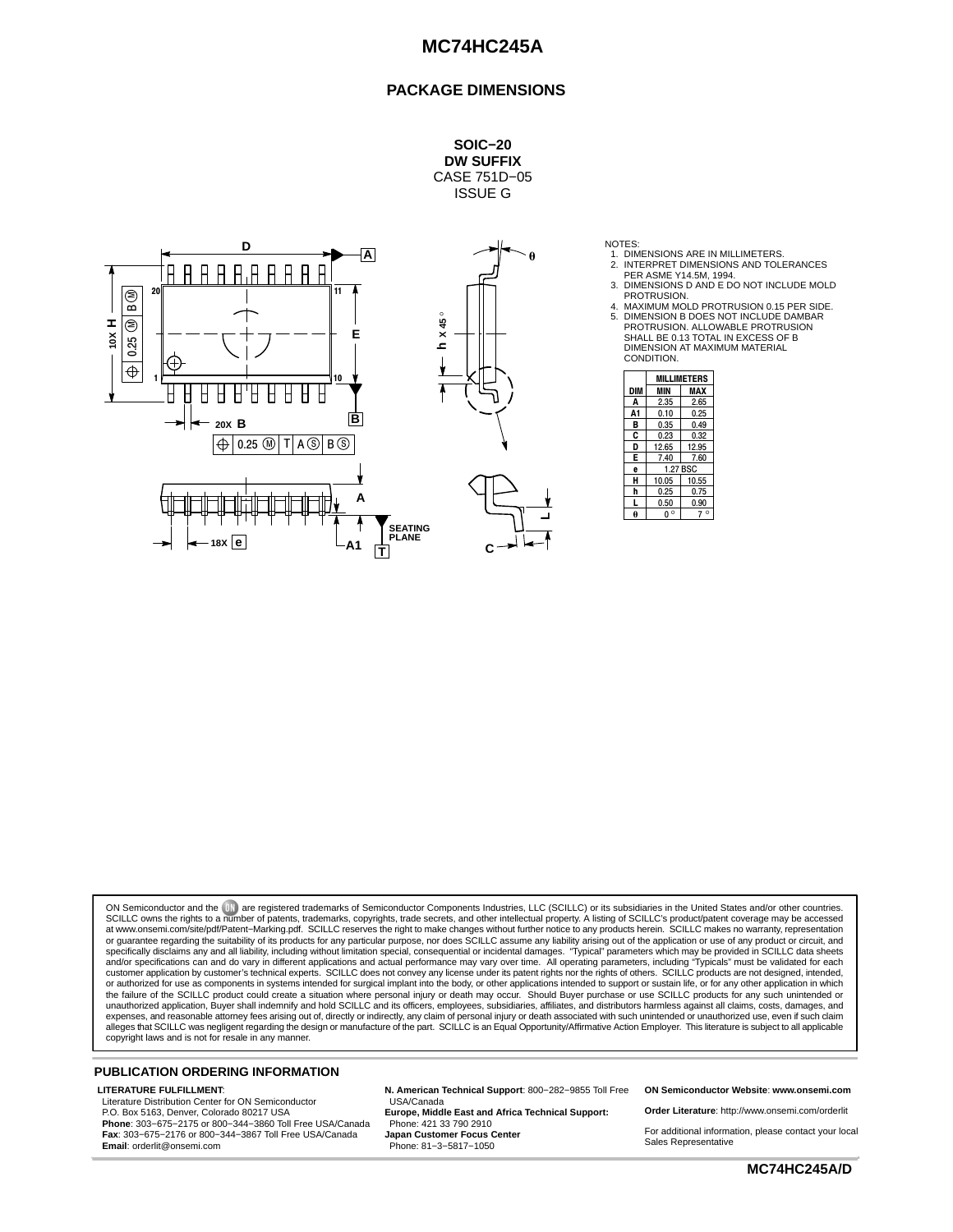## PACKAGE DIMENSIONS

**SOIC−20**
**DW SUFFIX**
CASE 751D−05
ISSUE G

D
A
20
11
10X H
0.25 M B M
E
1
10
B
20X B
0.25 M T A S B S
h X 45°
θ
A
SEATING PLANE
T
18X e
A1
L
C

NOTES:
1. DIMENSIONS ARE IN MILLIMETERS.
2. INTERPRET DIMENSIONS AND TOLERANCES PER ASME Y14.5M, 1994.
3. DIMENSIONS D AND E DO NOT INCLUDE MOLD PROTRUSION.
4. MAXIMUM MOLD PROTRUSION 0.15 PER SIDE.
5. DIMENSION B DOES NOT INCLUDE DAMBAR PROTRUSION. ALLOWABLE PROTRUSION SHALL BE 0.13 TOTAL IN EXCESS OF B DIMENSION AT MAXIMUM MATERIAL CONDITION.

| | MILLIMETERS | |
|---|---|---|
| DIM | MIN | MAX |
| A | 2.35 | 2.65 |
| A1 | 0.10 | 0.25 |
| B | 0.35 | 0.49 |
| C | 0.23 | 0.32 |
| D | 12.65 | 12.95 |
| E | 7.40 | 7.60 |
| e | 1.27 BSC | |
| H | 10.05 | 10.55 |
| h | 0.25 | 0.75 |
| L | 0.50 | 0.90 |
| θ | 0° | 7° |

ON Semiconductor and the ON logo are registered trademarks of Semiconductor Components Industries, LLC (SCILLC) or its subsidiaries in the United States and/or other countries. SCILLC owns the rights to a number of patents, trademarks, copyrights, trade secrets, and other intellectual property. A listing of SCILLC's product/patent coverage may be accessed at www.onsemi.com/site/pdf/Patent−Marking.pdf. SCILLC reserves the right to make changes without further notice to any products herein. SCILLC makes no warranty, representation or guarantee regarding the suitability of its products for any particular purpose, nor does SCILLC assume any liability arising out of the application or use of any product or circuit, and specifically disclaims any and all liability, including without limitation special, consequential or incidental damages. "Typical" parameters which may be provided in SCILLC data sheets and/or specifications can and do vary in different applications and actual performance may vary over time. All operating parameters, including "Typicals" must be validated for each customer application by customer's technical experts. SCILLC does not convey any license under its patent rights nor the rights of others. SCILLC products are not designed, intended, or authorized for use as components in systems intended for surgical implant into the body, or other applications intended to support or sustain life, or for any other application in which the failure of the SCILLC product could create a situation where personal injury or death may occur. Should Buyer purchase or use SCILLC products for any such unintended or unauthorized application, Buyer shall indemnify and hold SCILLC and its officers, employees, subsidiaries, affiliates, and distributors harmless against all claims, costs, damages, and expenses, and reasonable attorney fees arising out of, directly or indirectly, any claim of personal injury or death associated with such unintended or unauthorized use, even if such claim alleges that SCILLC was negligent regarding the design or manufacture of the part. SCILLC is an Equal Opportunity/Affirmative Action Employer. This literature is subject to all applicable copyright laws and is not for resale in any manner.

### PUBLICATION ORDERING INFORMATION

**LITERATURE FULFILLMENT**:
Literature Distribution Center for ON Semiconductor
P.O. Box 5163, Denver, Colorado 80217 USA
**Phone**: 303−675−2175 or 800−344−3860 Toll Free USA/Canada
**Fax**: 303−675−2176 or 800−344−3867 Toll Free USA/Canada
**Email**: orderlit@onsemi.com

**N. American Technical Support**: 800−282−9855 Toll Free USA/Canada
**Europe, Middle East and Africa Technical Support:**
Phone: 421 33 790 2910
**Japan Customer Focus Center**
Phone: 81−3−5817−1050

**ON Semiconductor Website**: **www.onsemi.com**

**Order Literature**: http://www.onsemi.com/orderlit

For additional information, please contact your local Sales Representative

**MC74HC245A/D**